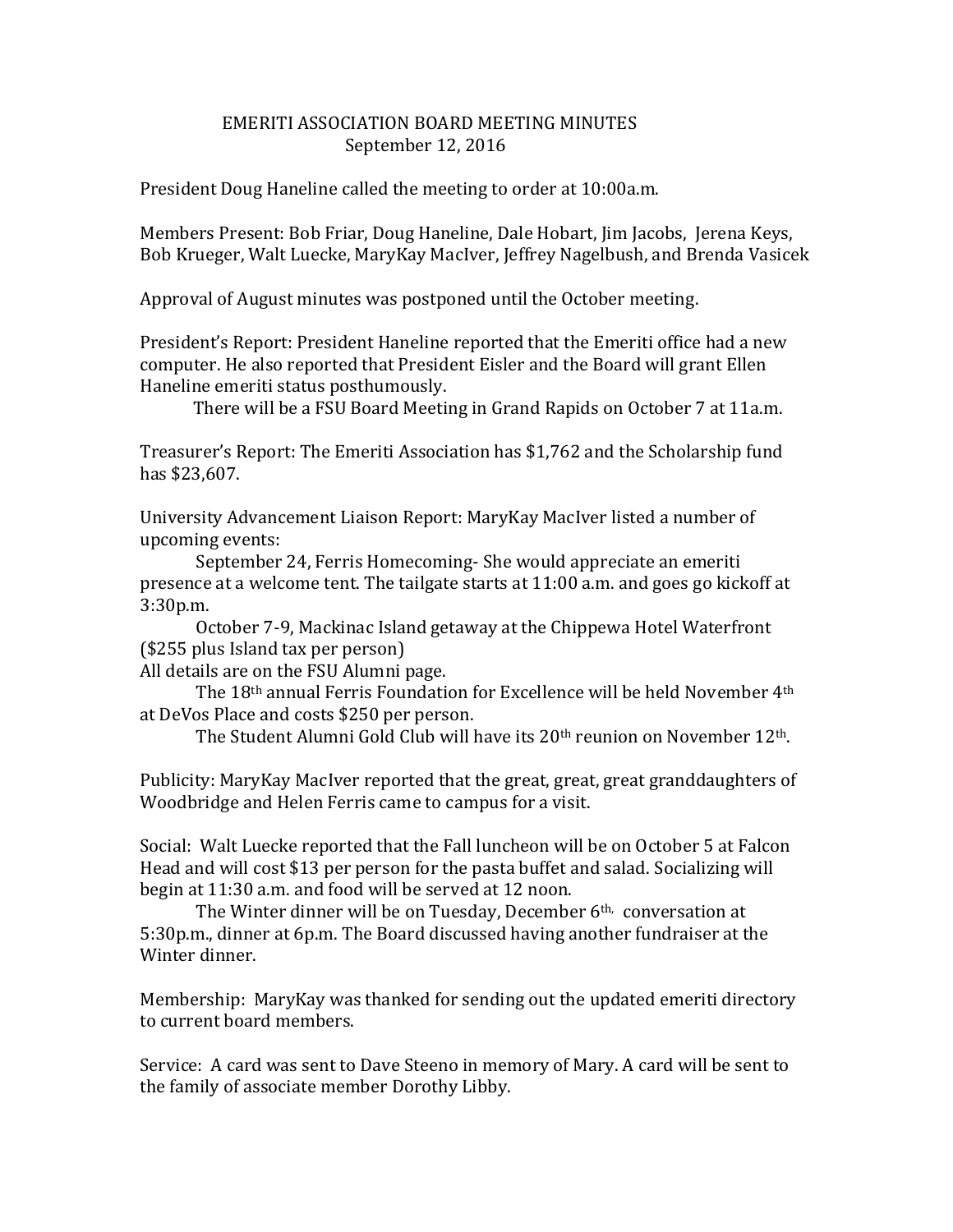# EMERITI ASSOCIATION BOARD MEETING MINUTES

## September 12, 2016

President Doug Haneline called the meeting to order at 10:00a.m.

Members Present: Bob Friar, Doug Haneline, Dale Hobart, Jim Jacobs, Jerena Keys, Bob Krueger, Walt Luecke, MaryKay MacIver, Jeffrey Nagelbush, and Brenda Vasicek

Approval of August minutes was postponed until the October meeting.

President's Report: President Haneline reported that the Emeriti office had a new computer. He also reported that President Eisler and the Board will grant Ellen Haneline emeriti status posthumously.

There will be a FSU Board Meeting in Grand Rapids on October 7 at 11a.m.

Treasurer's Report: The Emeriti Association has $1,762 and the Scholarship fund has $23,607.

University Advancement Liaison Report: MaryKay MacIver listed a number of upcoming events:

September 24, Ferris Homecoming- She would appreciate an emeriti presence at a welcome tent. The tailgate starts at 11:00 a.m. and goes go kickoff at 3:30p.m.

October 7-9, Mackinac Island getaway at the Chippewa Hotel Waterfront ($255 plus Island tax per person)

All details are on the FSU Alumni page.

The 18th annual Ferris Foundation for Excellence will be held November 4th at DeVos Place and costs $250 per person.

The Student Alumni Gold Club will have its 20th reunion on November 12th.

Publicity: MaryKay MacIver reported that the great, great, great granddaughters of Woodbridge and Helen Ferris came to campus for a visit.

Social: Walt Luecke reported that the Fall luncheon will be on October 5 at Falcon Head and will cost $13 per person for the pasta buffet and salad. Socializing will begin at 11:30 a.m. and food will be served at 12 noon.

The Winter dinner will be on Tuesday, December 6th, conversation at 5:30p.m., dinner at 6p.m. The Board discussed having another fundraiser at the Winter dinner.

Membership: MaryKay was thanked for sending out the updated emeriti directory to current board members.

Service: A card was sent to Dave Steeno in memory of Mary. A card will be sent to the family of associate member Dorothy Libby.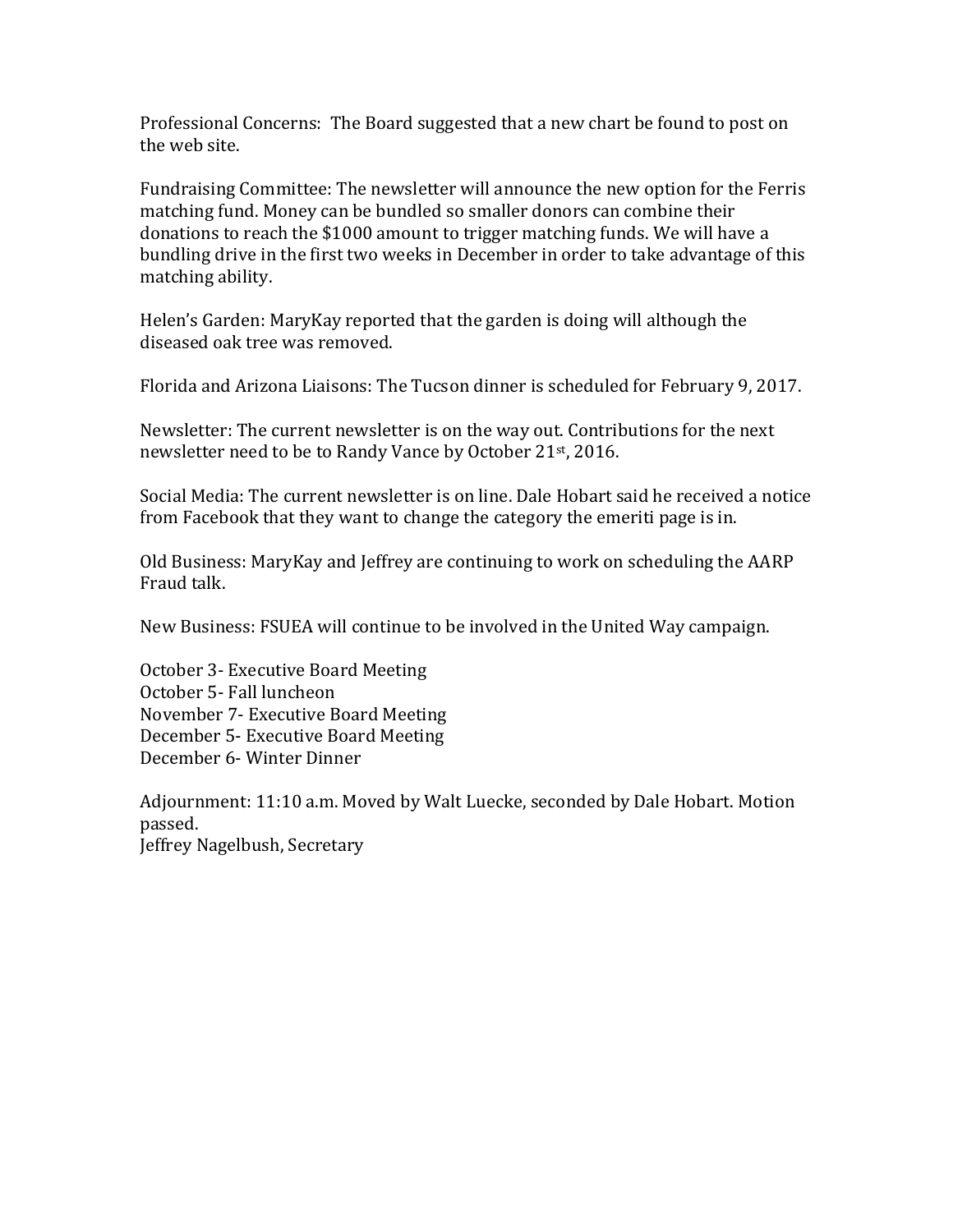Professional Concerns: The Board suggested that a new chart be found to post on the web site.

Fundraising Committee: The newsletter will announce the new option for the Ferris matching fund. Money can be bundled so smaller donors can combine their donations to reach the $1000 amount to trigger matching funds. We will have a bundling drive in the first two weeks in December in order to take advantage of this matching ability.

Helen's Garden: MaryKay reported that the garden is doing will although the diseased oak tree was removed.

Florida and Arizona Liaisons: The Tucson dinner is scheduled for February 9, 2017.

Newsletter: The current newsletter is on the way out. Contributions for the next newsletter need to be to Randy Vance by October 21st, 2016.

Social Media: The current newsletter is on line. Dale Hobart said he received a notice from Facebook that they want to change the category the emeriti page is in.

Old Business: MaryKay and Jeffrey are continuing to work on scheduling the AARP Fraud talk.

New Business: FSUEA will continue to be involved in the United Way campaign.

October 3- Executive Board Meeting
October 5- Fall luncheon
November 7- Executive Board Meeting
December 5- Executive Board Meeting
December 6- Winter Dinner

Adjournment: 11:10 a.m. Moved by Walt Luecke, seconded by Dale Hobart. Motion passed.
Jeffrey Nagelbush, Secretary